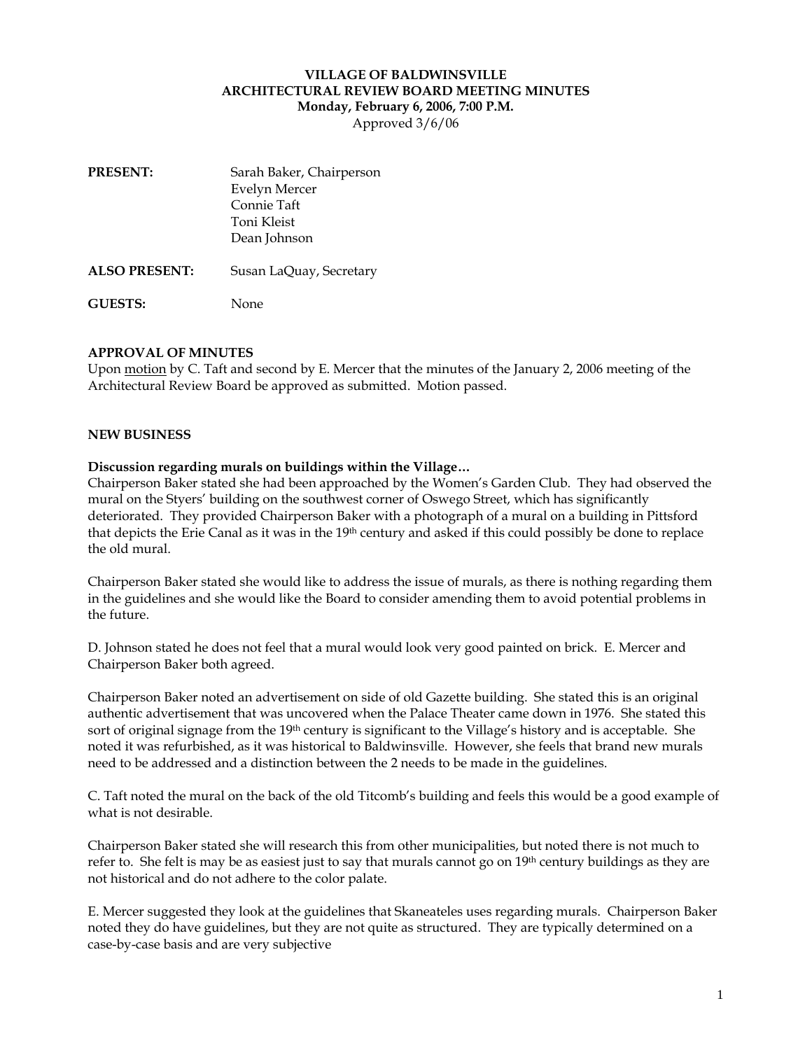**VILLAGE OF BALDWINSVILLE**
**ARCHITECTURAL REVIEW BOARD MEETING MINUTES**
**Monday, February 6, 2006, 7:00 P.M.**
Approved 3/6/06

| | |
|---|---|
| **PRESENT:** | Sarah Baker, Chairperson<br>Evelyn Mercer<br>Connie Taft<br>Toni Kleist<br>Dean Johnson |
| **ALSO PRESENT:** | Susan LaQuay, Secretary |
| **GUESTS:** | None |

**APPROVAL OF MINUTES**

Upon motion by C. Taft and second by E. Mercer that the minutes of the January 2, 2006 meeting of the Architectural Review Board be approved as submitted. Motion passed.

**NEW BUSINESS**

**Discussion regarding murals on buildings within the Village…**

Chairperson Baker stated she had been approached by the Women's Garden Club. They had observed the mural on the Styers' building on the southwest corner of Oswego Street, which has significantly deteriorated. They provided Chairperson Baker with a photograph of a mural on a building in Pittsford that depicts the Erie Canal as it was in the 19th century and asked if this could possibly be done to replace the old mural.

Chairperson Baker stated she would like to address the issue of murals, as there is nothing regarding them in the guidelines and she would like the Board to consider amending them to avoid potential problems in the future.

D. Johnson stated he does not feel that a mural would look very good painted on brick. E. Mercer and Chairperson Baker both agreed.

Chairperson Baker noted an advertisement on side of old Gazette building. She stated this is an original authentic advertisement that was uncovered when the Palace Theater came down in 1976. She stated this sort of original signage from the 19th century is significant to the Village's history and is acceptable. She noted it was refurbished, as it was historical to Baldwinsville. However, she feels that brand new murals need to be addressed and a distinction between the 2 needs to be made in the guidelines.

C. Taft noted the mural on the back of the old Titcomb's building and feels this would be a good example of what is not desirable.

Chairperson Baker stated she will research this from other municipalities, but noted there is not much to refer to. She felt is may be as easiest just to say that murals cannot go on 19th century buildings as they are not historical and do not adhere to the color palate.

E. Mercer suggested they look at the guidelines that Skaneateles uses regarding murals. Chairperson Baker noted they do have guidelines, but they are not quite as structured. They are typically determined on a case-by-case basis and are very subjective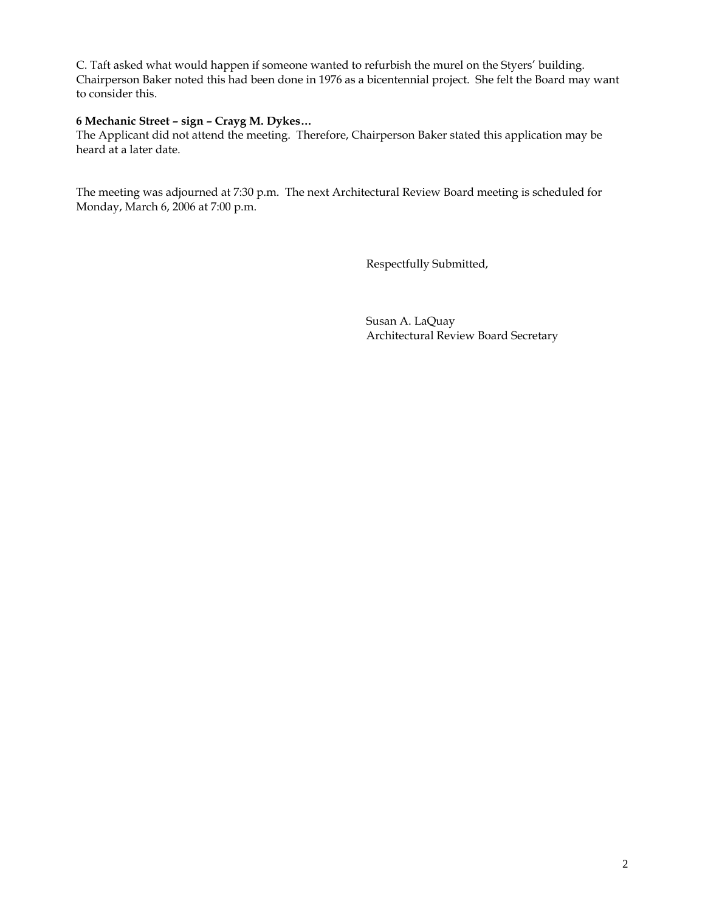C. Taft asked what would happen if someone wanted to refurbish the murel on the Styers' building. Chairperson Baker noted this had been done in 1976 as a bicentennial project. She felt the Board may want to consider this.

**6 Mechanic Street – sign – Crayg M. Dykes…**

The Applicant did not attend the meeting. Therefore, Chairperson Baker stated this application may be heard at a later date.

The meeting was adjourned at 7:30 p.m. The next Architectural Review Board meeting is scheduled for Monday, March 6, 2006 at 7:00 p.m.

Respectfully Submitted,

Susan A. LaQuay
Architectural Review Board Secretary